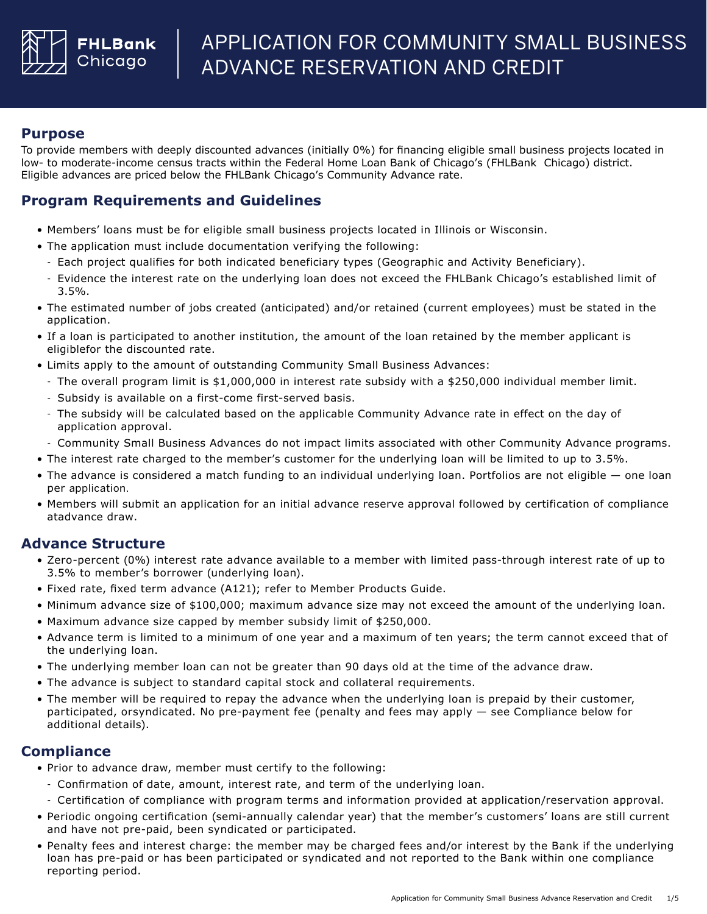# APPLICATION FOR COMMUNITY SMALL BUSINESS ADVANCE RESERVATION AND CREDIT

## Purpose

To provide members with deeply discounted advances (initially 0%) for financing eligible small business projects located in low- to moderate-income census tracts within the Federal Home Loan Bank of Chicago's (FHLBank Chicago) district. Eligible advances are priced below the FHLBank Chicago's Community Advance rate.

## Program Requirements and Guidelines

- Members' loans must be for eligible small business projects located in Illinois or Wisconsin.
- The application must include documentation verifying the following:
  - Each project qualifies for both indicated beneficiary types (Geographic and Activity Beneficiary).
  - Evidence the interest rate on the underlying loan does not exceed the FHLBank Chicago's established limit of 3.5%.
- The estimated number of jobs created (anticipated) and/or retained (current employees) must be stated in the application.
- If a loan is participated to another institution, the amount of the loan retained by the member applicant is eligiblefor the discounted rate.
- Limits apply to the amount of outstanding Community Small Business Advances:
  - The overall program limit is $1,000,000 in interest rate subsidy with a $250,000 individual member limit.
  - Subsidy is available on a first-come first-served basis.
  - The subsidy will be calculated based on the applicable Community Advance rate in effect on the day of application approval.
  - Community Small Business Advances do not impact limits associated with other Community Advance programs.
- The interest rate charged to the member's customer for the underlying loan will be limited to up to 3.5%.
- The advance is considered a match funding to an individual underlying loan. Portfolios are not eligible — one loan per application.
- Members will submit an application for an initial advance reserve approval followed by certification of compliance atadvance draw.

## Advance Structure

- Zero-percent (0%) interest rate advance available to a member with limited pass-through interest rate of up to 3.5% to member's borrower (underlying loan).
- Fixed rate, fixed term advance (A121); refer to Member Products Guide.
- Minimum advance size of $100,000; maximum advance size may not exceed the amount of the underlying loan.
- Maximum advance size capped by member subsidy limit of $250,000.
- Advance term is limited to a minimum of one year and a maximum of ten years; the term cannot exceed that of the underlying loan.
- The underlying member loan can not be greater than 90 days old at the time of the advance draw.
- The advance is subject to standard capital stock and collateral requirements.
- The member will be required to repay the advance when the underlying loan is prepaid by their customer, participated, orsyndicated. No pre-payment fee (penalty and fees may apply — see Compliance below for additional details).

## Compliance

- Prior to advance draw, member must certify to the following:
  - Confirmation of date, amount, interest rate, and term of the underlying loan.
  - Certification of compliance with program terms and information provided at application/reservation approval.
- Periodic ongoing certification (semi-annually calendar year) that the member's customers' loans are still current and have not pre-paid, been syndicated or participated.
- Penalty fees and interest charge: the member may be charged fees and/or interest by the Bank if the underlying loan has pre-paid or has been participated or syndicated and not reported to the Bank within one compliance reporting period.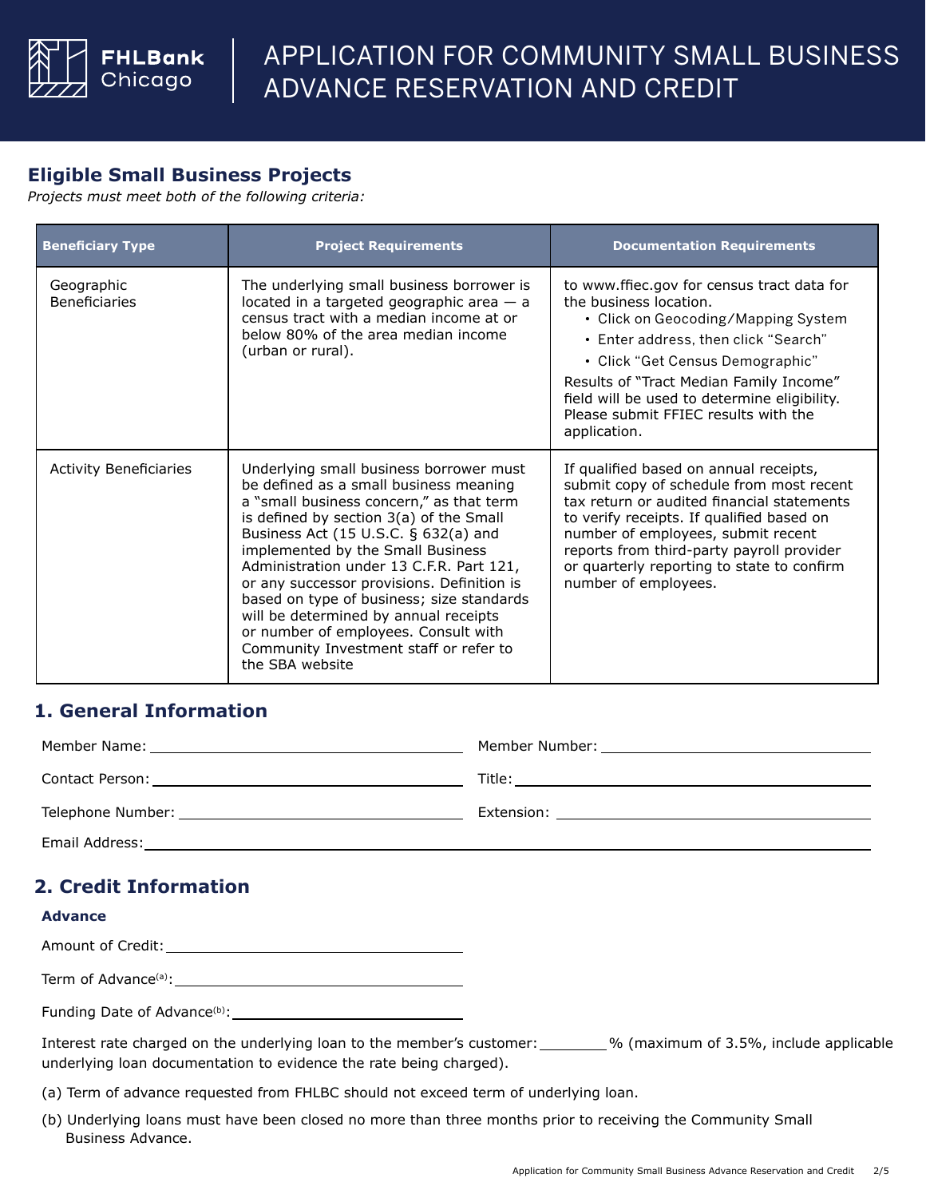# APPLICATION FOR COMMUNITY SMALL BUSINESS ADVANCE RESERVATION AND CREDIT

## Eligible Small Business Projects

*Projects must meet both of the following criteria:*

| Beneficiary Type | Project Requirements | Documentation Requirements |
|---|---|---|
| Geographic Beneficiaries | The underlying small business borrower is located in a targeted geographic area — a census tract with a median income at or below 80% of the area median income (urban or rural). | to www.ffiec.gov for census tract data for the business location. <br>• Click on Geocoding/Mapping System <br>• Enter address, then click "Search" <br>• Click "Get Census Demographic" <br>Results of "Tract Median Family Income" field will be used to determine eligibility. Please submit FFIEC results with the application. |
| Activity Beneficiaries | Underlying small business borrower must be defined as a small business meaning a "small business concern," as that term is defined by section 3(a) of the Small Business Act (15 U.S.C. § 632(a) and implemented by the Small Business Administration under 13 C.F.R. Part 121, or any successor provisions. Definition is based on type of business; size standards will be determined by annual receipts or number of employees. Consult with Community Investment staff or refer to the SBA website | If qualified based on annual receipts, submit copy of schedule from most recent tax return or audited financial statements to verify receipts. If qualified based on number of employees, submit recent reports from third-party payroll provider or quarterly reporting to state to confirm number of employees. |

## 1. General Information

Member Name: ______________________ Member Number: ______________________

Contact Person: ______________________ Title: ______________________

Telephone Number: ______________________ Extension: ______________________

Email Address: ______________________

## 2. Credit Information

**Advance**

Amount of Credit: ______________________

Term of Advance[(a)]: ______________________

Funding Date of Advance[(b)]: ______________________

Interest rate charged on the underlying loan to the member's customer: ________% (maximum of 3.5%, include applicable underlying loan documentation to evidence the rate being charged).

(a) Term of advance requested from FHLBC should not exceed term of underlying loan.

(b) Underlying loans must have been closed no more than three months prior to receiving the Community Small Business Advance.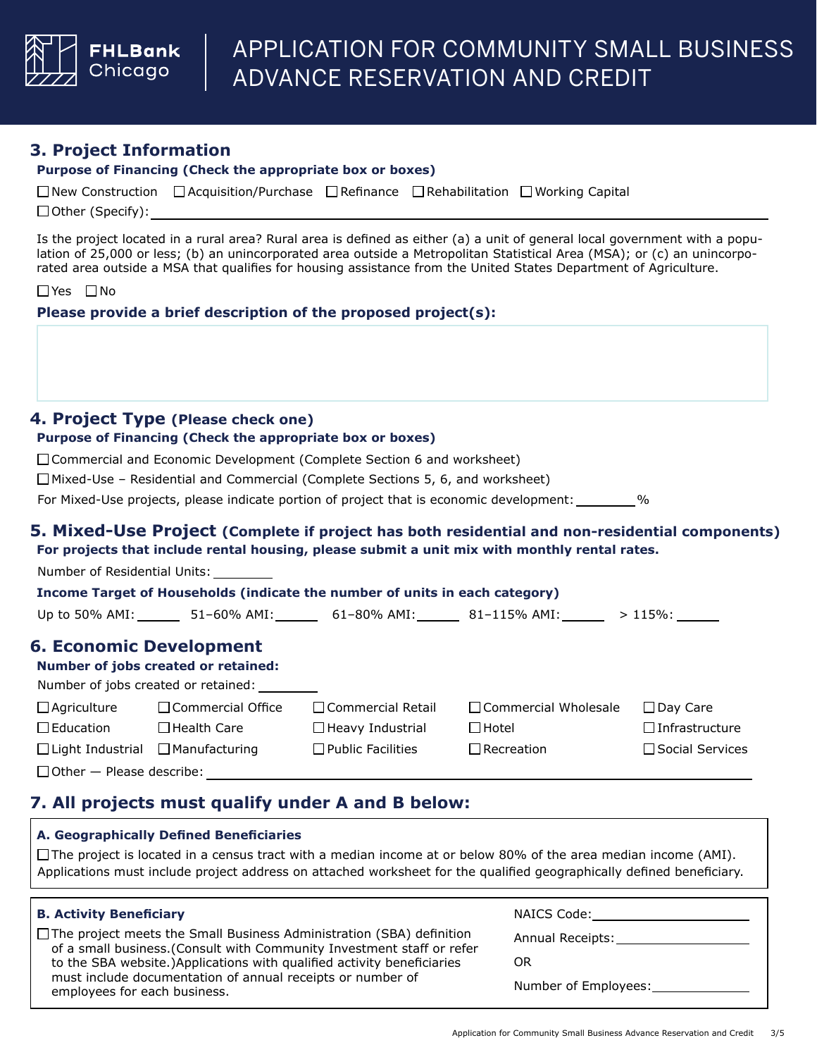# APPLICATION FOR COMMUNITY SMALL BUSINESS ADVANCE RESERVATION AND CREDIT

## 3. Project Information

**Purpose of Financing (Check the appropriate box or boxes)**

☐ New Construction ☐ Acquisition/Purchase ☐ Refinance ☐ Rehabilitation ☐ Working Capital

☐ Other (Specify): ____________________

Is the project located in a rural area? Rural area is defined as either (a) a unit of general local government with a population of 25,000 or less; (b) an unincorporated area outside a Metropolitan Statistical Area (MSA); or (c) an unincorporated area outside a MSA that qualifies for housing assistance from the United States Department of Agriculture.

☐ Yes ☐ No

**Please provide a brief description of the proposed project(s):**

## 4. Project Type (Please check one)

**Purpose of Financing (Check the appropriate box or boxes)**

☐ Commercial and Economic Development (Complete Section 6 and worksheet)

☐ Mixed-Use – Residential and Commercial (Complete Sections 5, 6, and worksheet)

For Mixed-Use projects, please indicate portion of project that is economic development: ________%

## 5. Mixed-Use Project (Complete if project has both residential and non-residential components)

**For projects that include rental housing, please submit a unit mix with monthly rental rates.**

Number of Residential Units: ________

**Income Target of Households (indicate the number of units in each category)**

Up to 50% AMI: ______ 51–60% AMI: ______ 61–80% AMI: ______ 81–115% AMI: ______ > 115%: ______

## 6. Economic Development

**Number of jobs created or retained:**

Number of jobs created or retained: ________

☐ Agriculture ☐ Commercial Office ☐ Commercial Retail ☐ Commercial Wholesale ☐ Day Care

☐ Education ☐ Health Care ☐ Heavy Industrial ☐ Hotel ☐ Infrastructure

☐ Light Industrial ☐ Manufacturing ☐ Public Facilities ☐ Recreation ☐ Social Services

☐ Other — Please describe: ____________________

## 7. All projects must qualify under A and B below:

**A. Geographically Defined Beneficiaries**

☐ The project is located in a census tract with a median income at or below 80% of the area median income (AMI). Applications must include project address on attached worksheet for the qualified geographically defined beneficiary.

**B. Activity Beneficiary**

☐ The project meets the Small Business Administration (SBA) definition of a small business.(Consult with Community Investment staff or refer to the SBA website.)Applications with qualified activity beneficiaries must include documentation of annual receipts or number of employees for each business.

NAICS Code: ____________________

Annual Receipts: ____________________

OR

Number of Employees: ____________________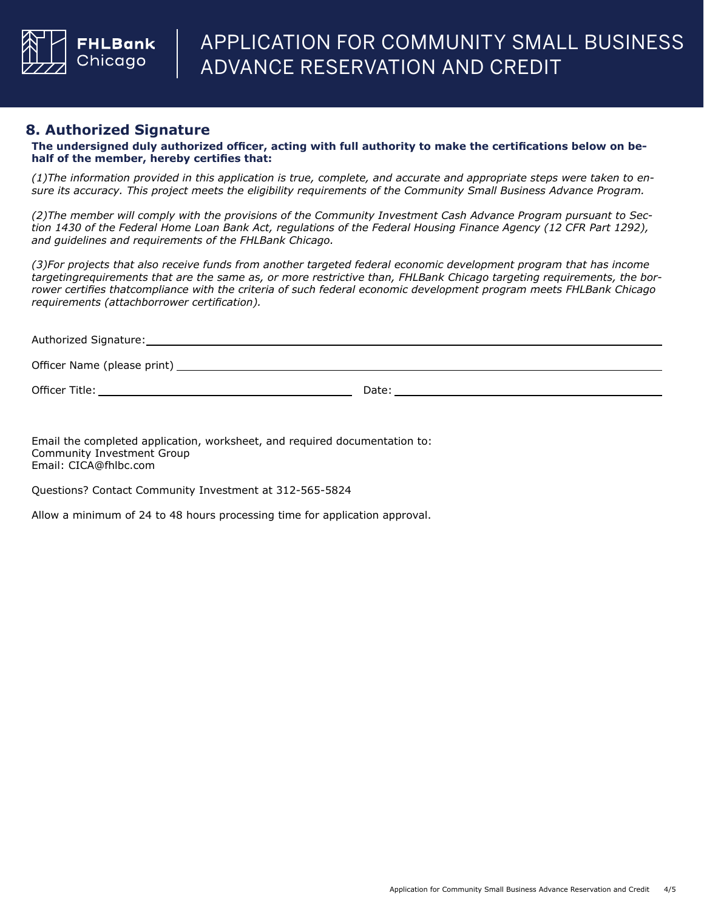## 8. Authorized Signature

**The undersigned duly authorized officer, acting with full authority to make the certifications below on behalf of the member, hereby certifies that:**

*(1)The information provided in this application is true, complete, and accurate and appropriate steps were taken to ensure its accuracy. This project meets the eligibility requirements of the Community Small Business Advance Program.*

*(2)The member will comply with the provisions of the Community Investment Cash Advance Program pursuant to Section 1430 of the Federal Home Loan Bank Act, regulations of the Federal Housing Finance Agency (12 CFR Part 1292), and guidelines and requirements of the FHLBank Chicago.*

*(3)For projects that also receive funds from another targeted federal economic development program that has income targetingrequirements that are the same as, or more restrictive than, FHLBank Chicago targeting requirements, the borrower certifies thatcompliance with the criteria of such federal economic development program meets FHLBank Chicago requirements (attachborrower certification).*

Authorized Signature: ____________________

Officer Name (please print) ____________________

Officer Title: ____________________ Date: ____________________

Email the completed application, worksheet, and required documentation to:
Community Investment Group
Email: CICA@fhlbc.com

Questions? Contact Community Investment at 312-565-5824

Allow a minimum of 24 to 48 hours processing time for application approval.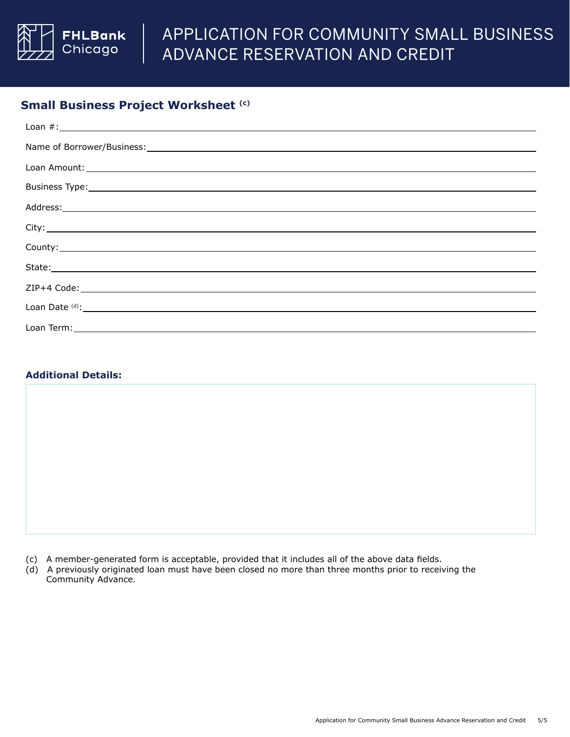# APPLICATION FOR COMMUNITY SMALL BUSINESS ADVANCE RESERVATION AND CREDIT

## Small Business Project Worksheet [c]

Loan #: ______________________________

Name of Borrower/Business: ______________________________

Loan Amount: ______________________________

Business Type: ______________________________

Address: ______________________________

City: ______________________________

County: ______________________________

State: ______________________________

ZIP+4 Code: ______________________________

Loan Date [d]: ______________________________

Loan Term: ______________________________

**Additional Details:**

(c) A member-generated form is acceptable, provided that it includes all of the above data fields.

(d) A previously originated loan must have been closed no more than three months prior to receiving the Community Advance.